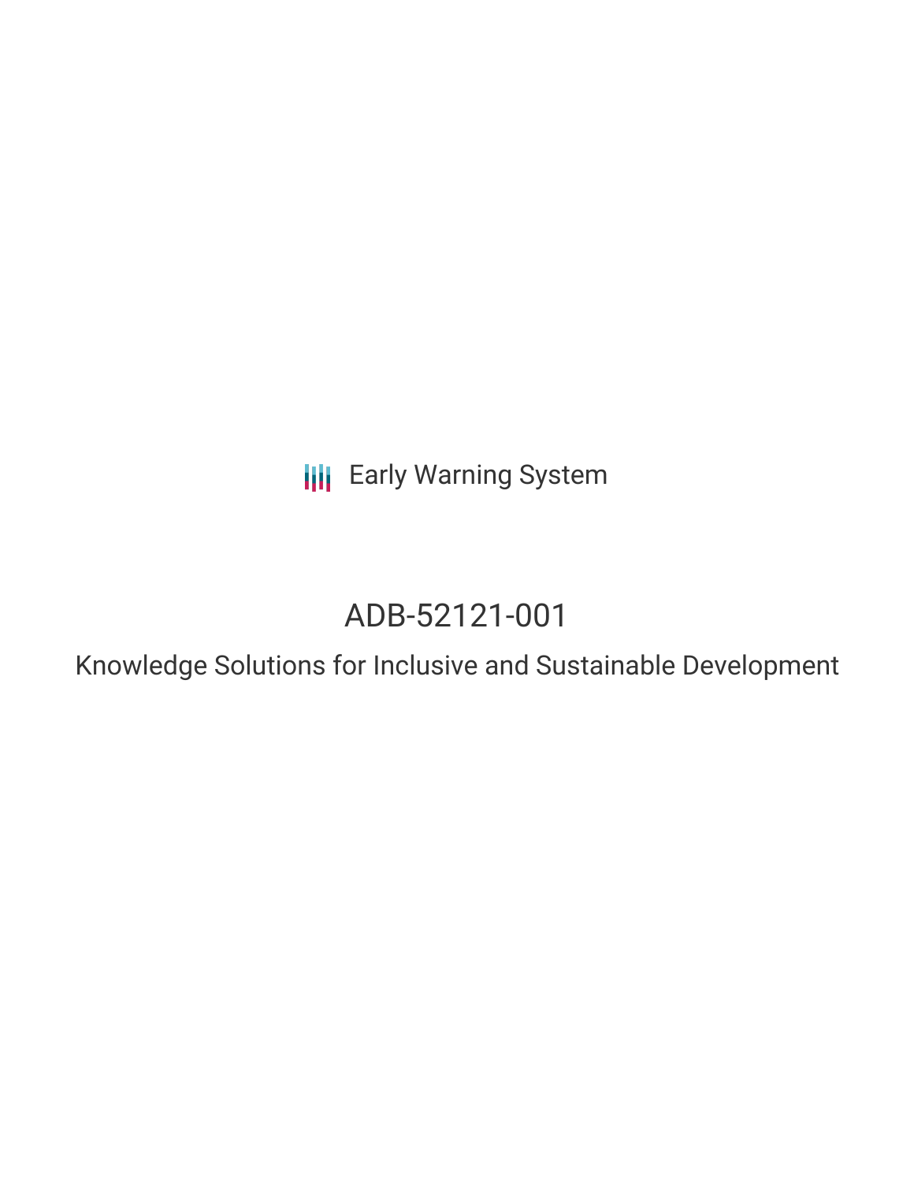Early Warning System

# ADB-52121-001

## Knowledge Solutions for Inclusive and Sustainable Development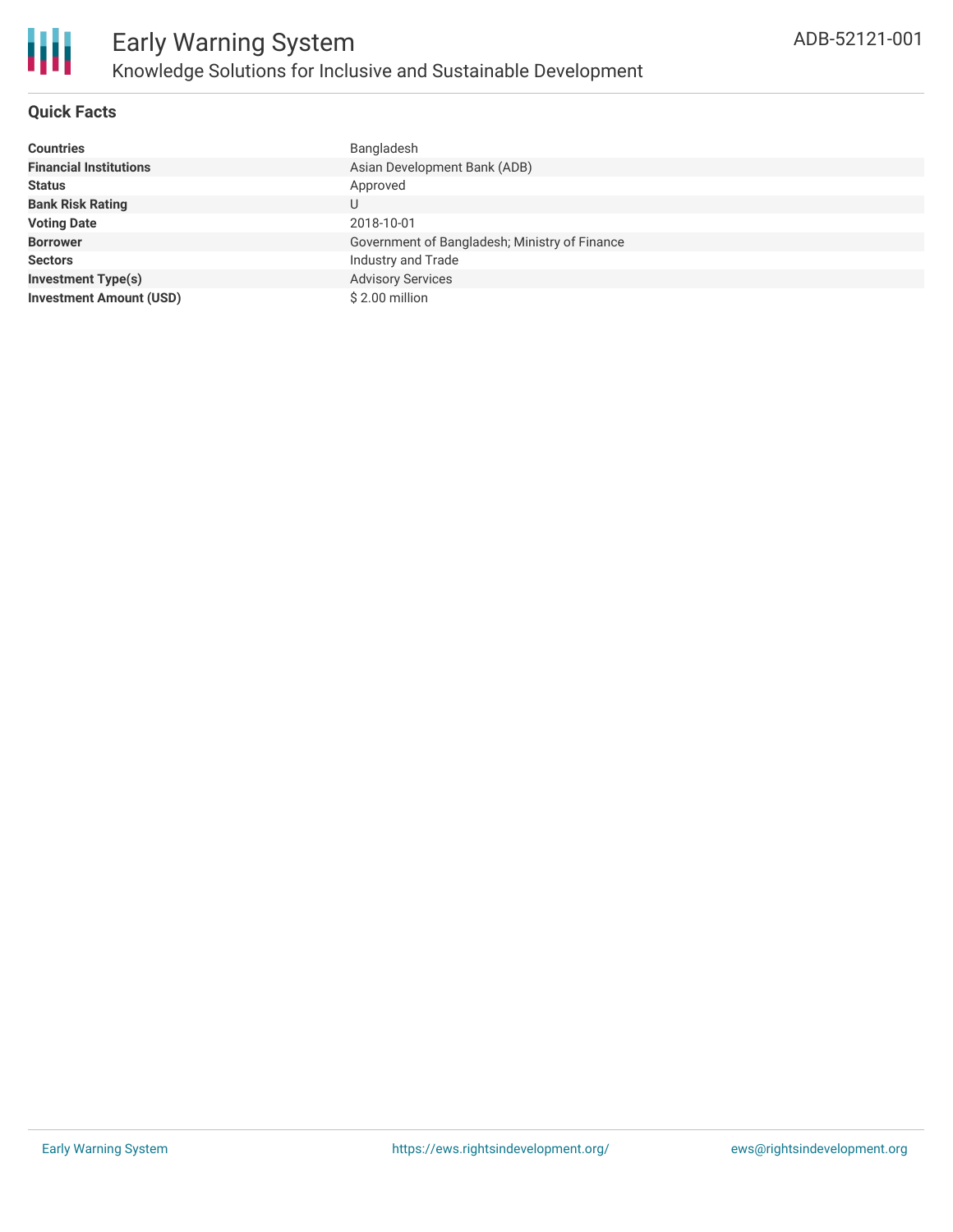# Early Warning System

## Knowledge Solutions for Inclusive and Sustainable Development

ADB-52121-001

### Quick Facts

| | |
|---|---|
| **Countries** | Bangladesh |
| **Financial Institutions** | Asian Development Bank (ADB) |
| **Status** | Approved |
| **Bank Risk Rating** | U |
| **Voting Date** | 2018-10-01 |
| **Borrower** | Government of Bangladesh; Ministry of Finance |
| **Sectors** | Industry and Trade |
| **Investment Type(s)** | Advisory Services |
| **Investment Amount (USD)** | $ 2.00 million |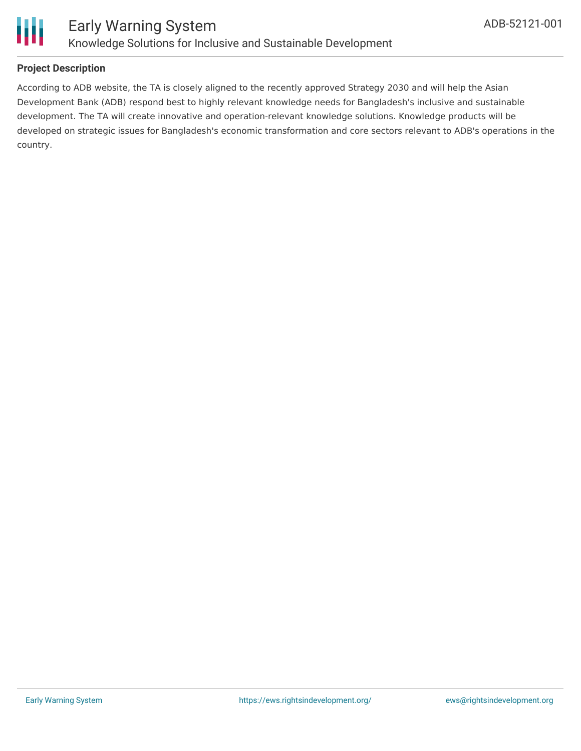### Project Description

According to ADB website, the TA is closely aligned to the recently approved Strategy 2030 and will help the Asian Development Bank (ADB) respond best to highly relevant knowledge needs for Bangladesh's inclusive and sustainable development. The TA will create innovative and operation-relevant knowledge solutions. Knowledge products will be developed on strategic issues for Bangladesh's economic transformation and core sectors relevant to ADB's operations in the country.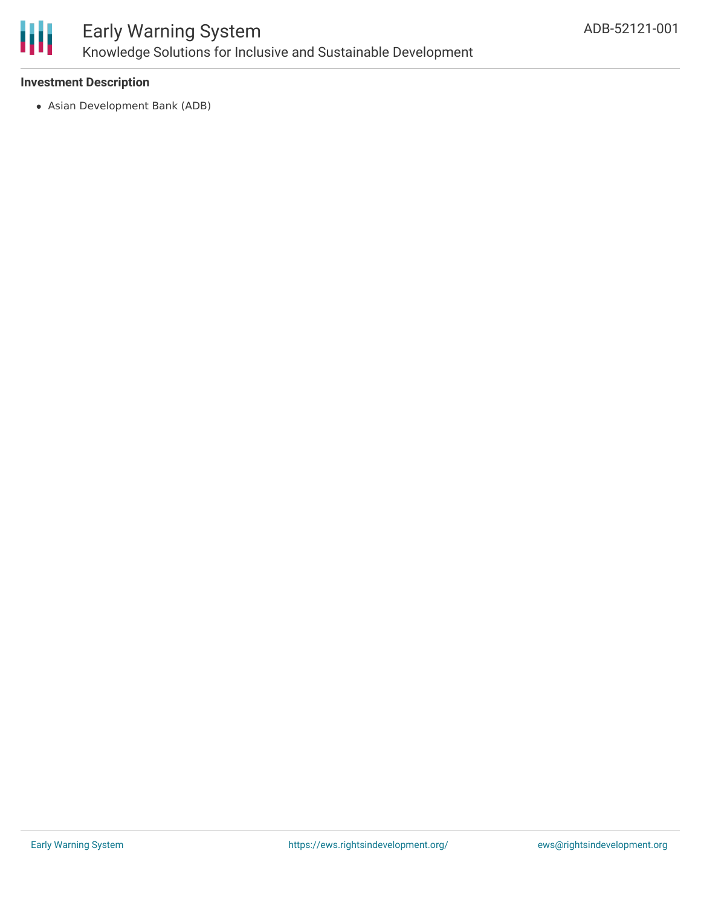### Investment Description

- Asian Development Bank (ADB)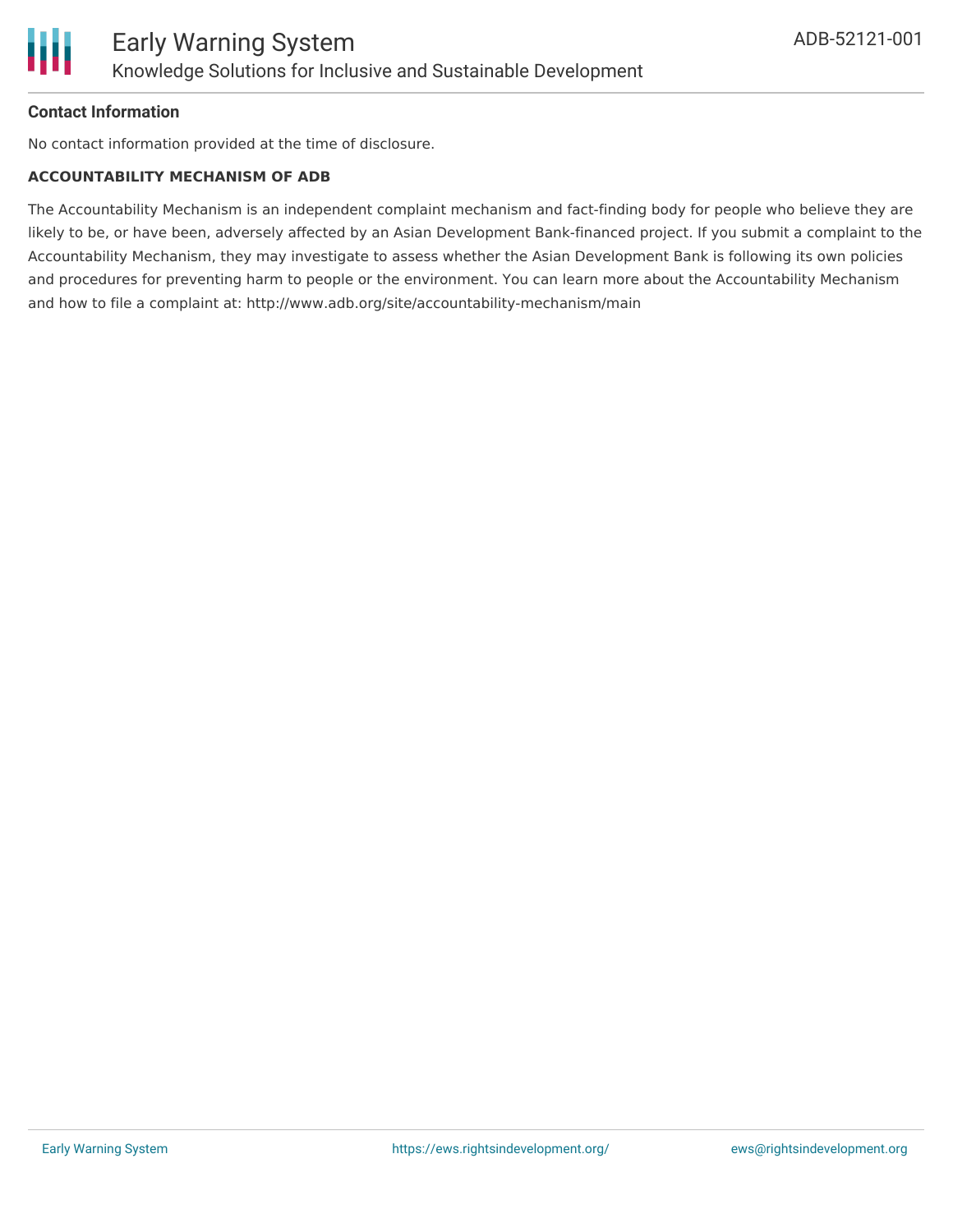**Contact Information**

No contact information provided at the time of disclosure.

**ACCOUNTABILITY MECHANISM OF ADB**

The Accountability Mechanism is an independent complaint mechanism and fact-finding body for people who believe they are likely to be, or have been, adversely affected by an Asian Development Bank-financed project. If you submit a complaint to the Accountability Mechanism, they may investigate to assess whether the Asian Development Bank is following its own policies and procedures for preventing harm to people or the environment. You can learn more about the Accountability Mechanism and how to file a complaint at: http://www.adb.org/site/accountability-mechanism/main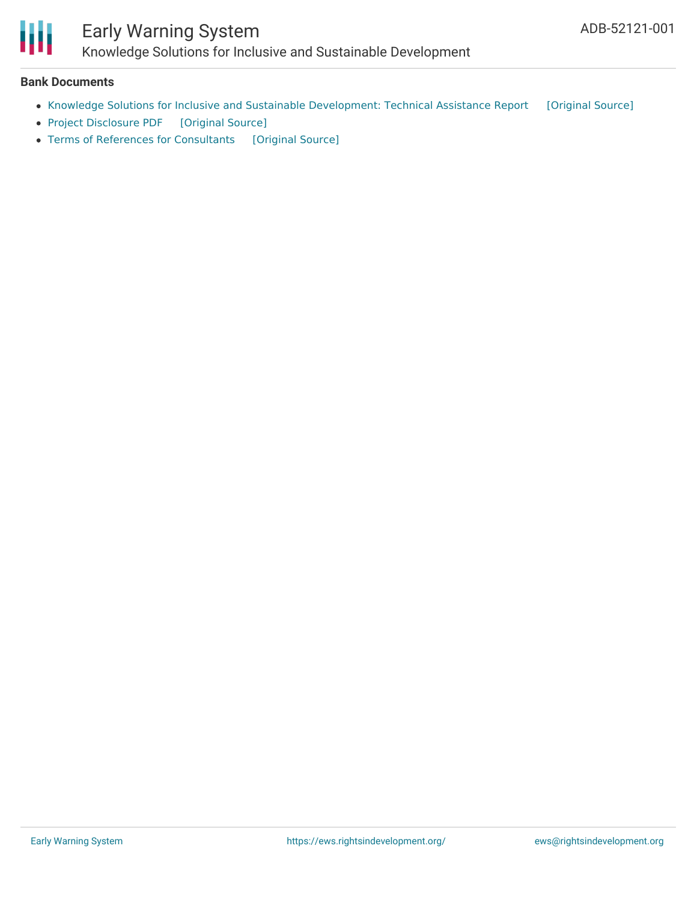**Bank Documents**

- Knowledge Solutions for Inclusive and Sustainable Development: Technical Assistance Report [Original Source]
- Project Disclosure PDF [Original Source]
- Terms of References for Consultants [Original Source]